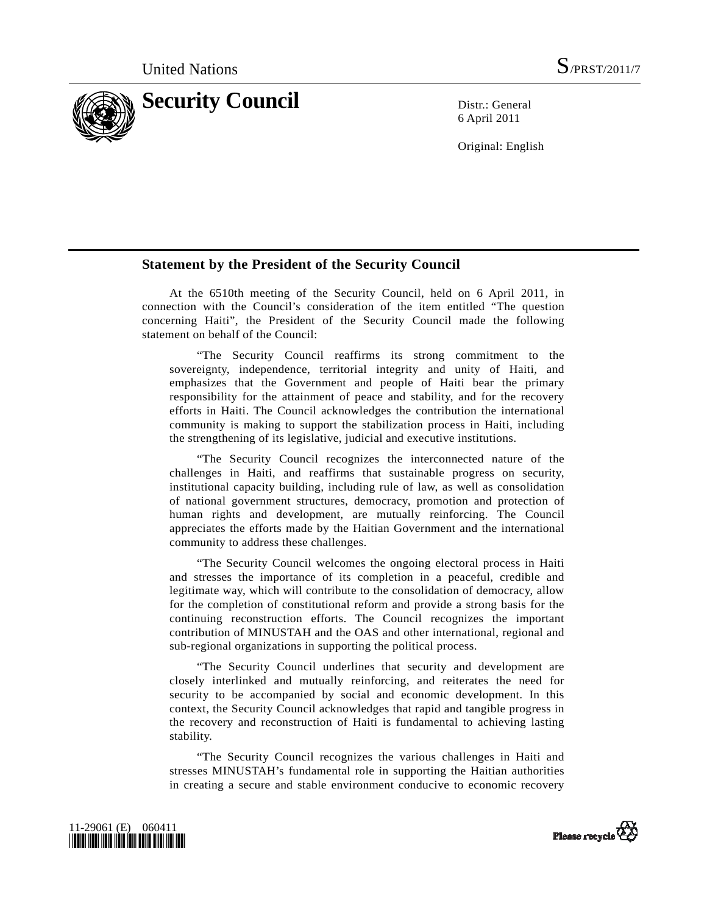United Nations S/PRST/2011/7

# Security Council

Distr.: General
6 April 2011

Original: English

## Statement by the President of the Security Council

At the 6510th meeting of the Security Council, held on 6 April 2011, in connection with the Council's consideration of the item entitled "The question concerning Haiti", the President of the Security Council made the following statement on behalf of the Council:

"The Security Council reaffirms its strong commitment to the sovereignty, independence, territorial integrity and unity of Haiti, and emphasizes that the Government and people of Haiti bear the primary responsibility for the attainment of peace and stability, and for the recovery efforts in Haiti. The Council acknowledges the contribution the international community is making to support the stabilization process in Haiti, including the strengthening of its legislative, judicial and executive institutions.

"The Security Council recognizes the interconnected nature of the challenges in Haiti, and reaffirms that sustainable progress on security, institutional capacity building, including rule of law, as well as consolidation of national government structures, democracy, promotion and protection of human rights and development, are mutually reinforcing. The Council appreciates the efforts made by the Haitian Government and the international community to address these challenges.

"The Security Council welcomes the ongoing electoral process in Haiti and stresses the importance of its completion in a peaceful, credible and legitimate way, which will contribute to the consolidation of democracy, allow for the completion of constitutional reform and provide a strong basis for the continuing reconstruction efforts. The Council recognizes the important contribution of MINUSTAH and the OAS and other international, regional and sub-regional organizations in supporting the political process.

"The Security Council underlines that security and development are closely interlinked and mutually reinforcing, and reiterates the need for security to be accompanied by social and economic development. In this context, the Security Council acknowledges that rapid and tangible progress in the recovery and reconstruction of Haiti is fundamental to achieving lasting stability.

"The Security Council recognizes the various challenges in Haiti and stresses MINUSTAH's fundamental role in supporting the Haitian authorities in creating a secure and stable environment conducive to economic recovery

11-29061 (E) 060411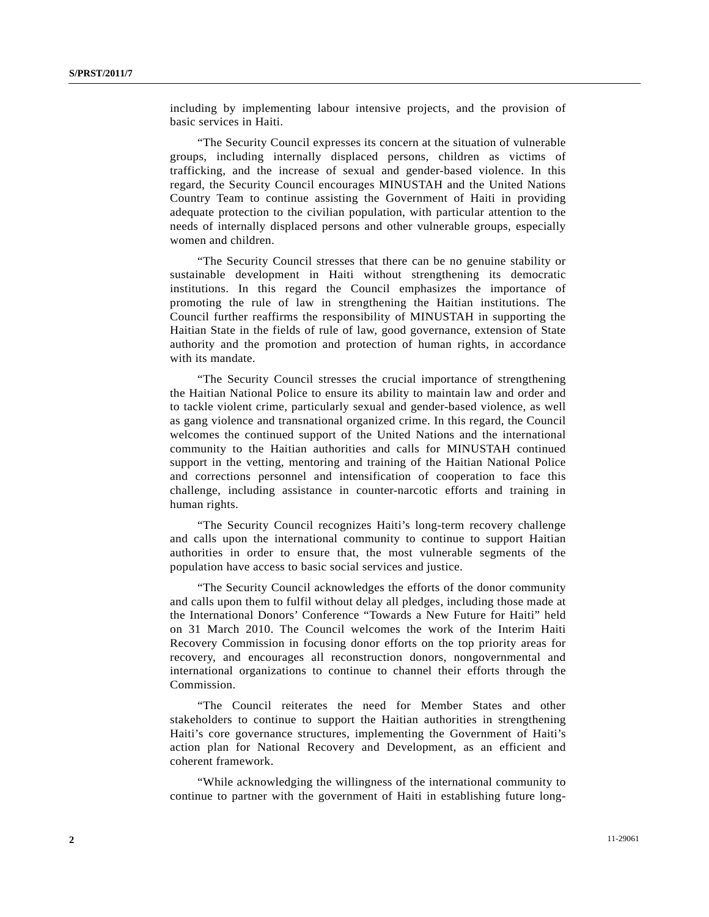including by implementing labour intensive projects, and the provision of basic services in Haiti.

"The Security Council expresses its concern at the situation of vulnerable groups, including internally displaced persons, children as victims of trafficking, and the increase of sexual and gender-based violence. In this regard, the Security Council encourages MINUSTAH and the United Nations Country Team to continue assisting the Government of Haiti in providing adequate protection to the civilian population, with particular attention to the needs of internally displaced persons and other vulnerable groups, especially women and children.

"The Security Council stresses that there can be no genuine stability or sustainable development in Haiti without strengthening its democratic institutions. In this regard the Council emphasizes the importance of promoting the rule of law in strengthening the Haitian institutions. The Council further reaffirms the responsibility of MINUSTAH in supporting the Haitian State in the fields of rule of law, good governance, extension of State authority and the promotion and protection of human rights, in accordance with its mandate.

"The Security Council stresses the crucial importance of strengthening the Haitian National Police to ensure its ability to maintain law and order and to tackle violent crime, particularly sexual and gender-based violence, as well as gang violence and transnational organized crime. In this regard, the Council welcomes the continued support of the United Nations and the international community to the Haitian authorities and calls for MINUSTAH continued support in the vetting, mentoring and training of the Haitian National Police and corrections personnel and intensification of cooperation to face this challenge, including assistance in counter-narcotic efforts and training in human rights.

"The Security Council recognizes Haiti's long-term recovery challenge and calls upon the international community to continue to support Haitian authorities in order to ensure that, the most vulnerable segments of the population have access to basic social services and justice.

"The Security Council acknowledges the efforts of the donor community and calls upon them to fulfil without delay all pledges, including those made at the International Donors' Conference "Towards a New Future for Haiti" held on 31 March 2010. The Council welcomes the work of the Interim Haiti Recovery Commission in focusing donor efforts on the top priority areas for recovery, and encourages all reconstruction donors, nongovernmental and international organizations to continue to channel their efforts through the Commission.

"The Council reiterates the need for Member States and other stakeholders to continue to support the Haitian authorities in strengthening Haiti's core governance structures, implementing the Government of Haiti's action plan for National Recovery and Development, as an efficient and coherent framework.

"While acknowledging the willingness of the international community to continue to partner with the government of Haiti in establishing future long-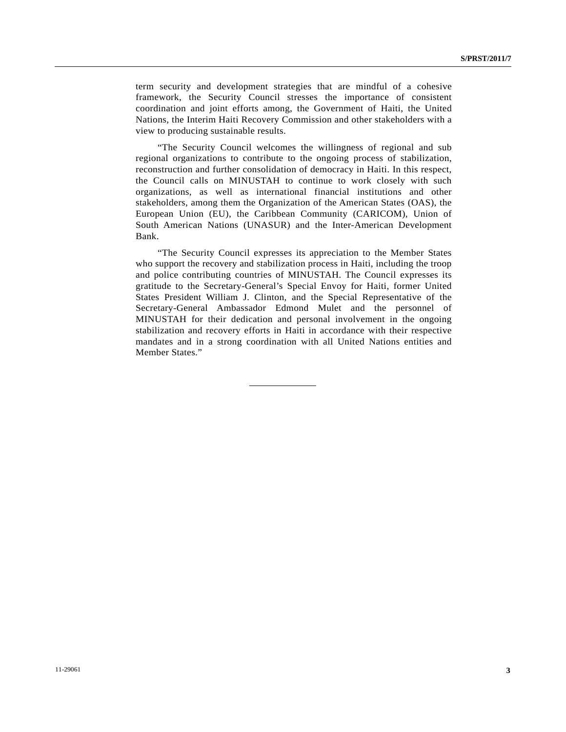term security and development strategies that are mindful of a cohesive framework, the Security Council stresses the importance of consistent coordination and joint efforts among, the Government of Haiti, the United Nations, the Interim Haiti Recovery Commission and other stakeholders with a view to producing sustainable results.

"The Security Council welcomes the willingness of regional and sub regional organizations to contribute to the ongoing process of stabilization, reconstruction and further consolidation of democracy in Haiti. In this respect, the Council calls on MINUSTAH to continue to work closely with such organizations, as well as international financial institutions and other stakeholders, among them the Organization of the American States (OAS), the European Union (EU), the Caribbean Community (CARICOM), Union of South American Nations (UNASUR) and the Inter-American Development Bank.

"The Security Council expresses its appreciation to the Member States who support the recovery and stabilization process in Haiti, including the troop and police contributing countries of MINUSTAH. The Council expresses its gratitude to the Secretary-General's Special Envoy for Haiti, former United States President William J. Clinton, and the Special Representative of the Secretary-General Ambassador Edmond Mulet and the personnel of MINUSTAH for their dedication and personal involvement in the ongoing stabilization and recovery efforts in Haiti in accordance with their respective mandates and in a strong coordination with all United Nations entities and Member States."